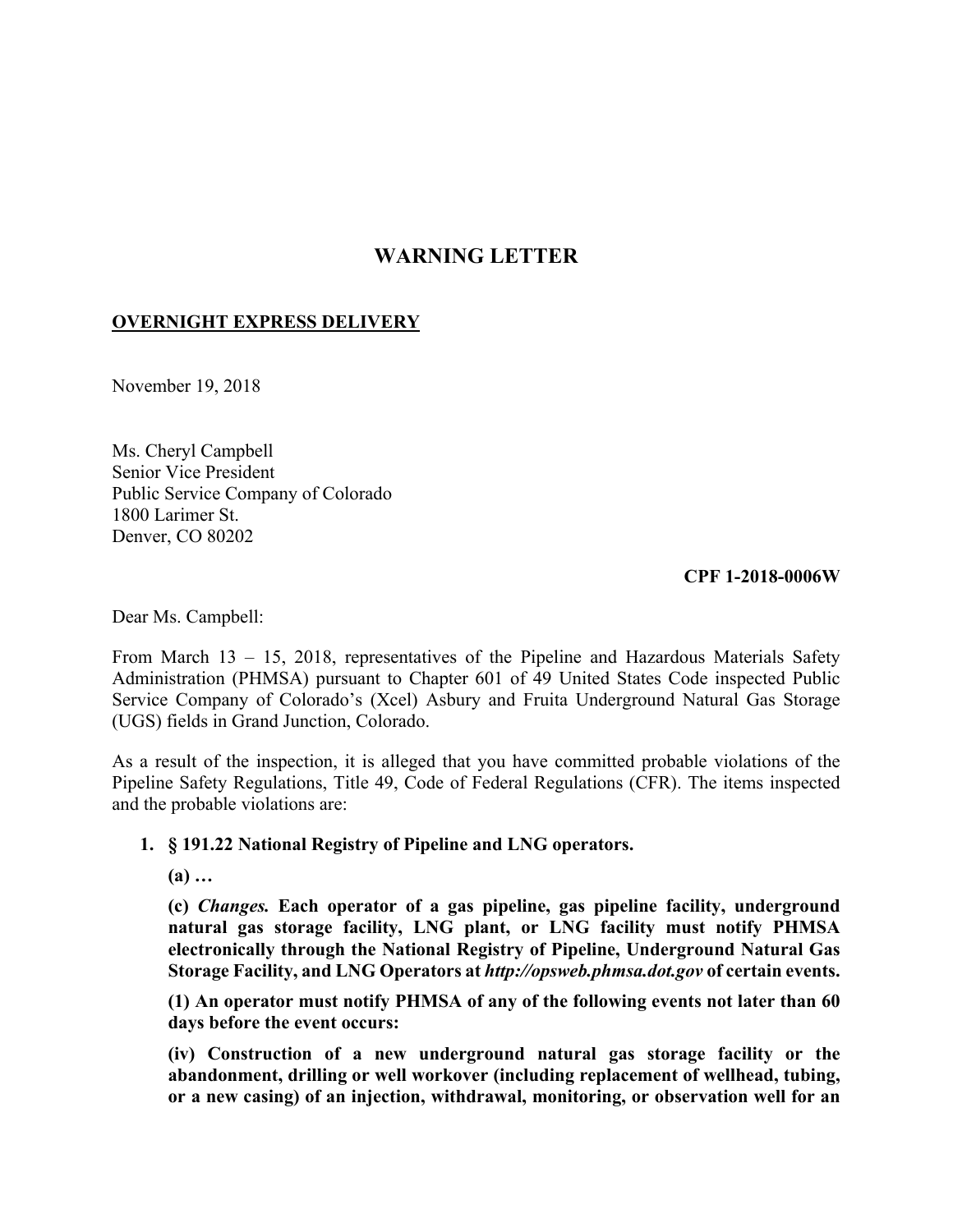# WARNING LETTER

**OVERNIGHT EXPRESS DELIVERY**

November 19, 2018

Ms. Cheryl Campbell
Senior Vice President
Public Service Company of Colorado
1800 Larimer St.
Denver, CO 80202

**CPF 1-2018-0006W**

Dear Ms. Campbell:

From March 13 – 15, 2018, representatives of the Pipeline and Hazardous Materials Safety Administration (PHMSA) pursuant to Chapter 601 of 49 United States Code inspected Public Service Company of Colorado's (Xcel) Asbury and Fruita Underground Natural Gas Storage (UGS) fields in Grand Junction, Colorado.

As a result of the inspection, it is alleged that you have committed probable violations of the Pipeline Safety Regulations, Title 49, Code of Federal Regulations (CFR). The items inspected and the probable violations are:

1. **§ 191.22 National Registry of Pipeline and LNG operators.**

   **(a) …**

   **(c) *Changes.* Each operator of a gas pipeline, gas pipeline facility, underground natural gas storage facility, LNG plant, or LNG facility must notify PHMSA electronically through the National Registry of Pipeline, Underground Natural Gas Storage Facility, and LNG Operators at *http://opsweb.phmsa.dot.gov* of certain events.**

   **(1) An operator must notify PHMSA of any of the following events not later than 60 days before the event occurs:**

   **(iv) Construction of a new underground natural gas storage facility or the abandonment, drilling or well workover (including replacement of wellhead, tubing, or a new casing) of an injection, withdrawal, monitoring, or observation well for an**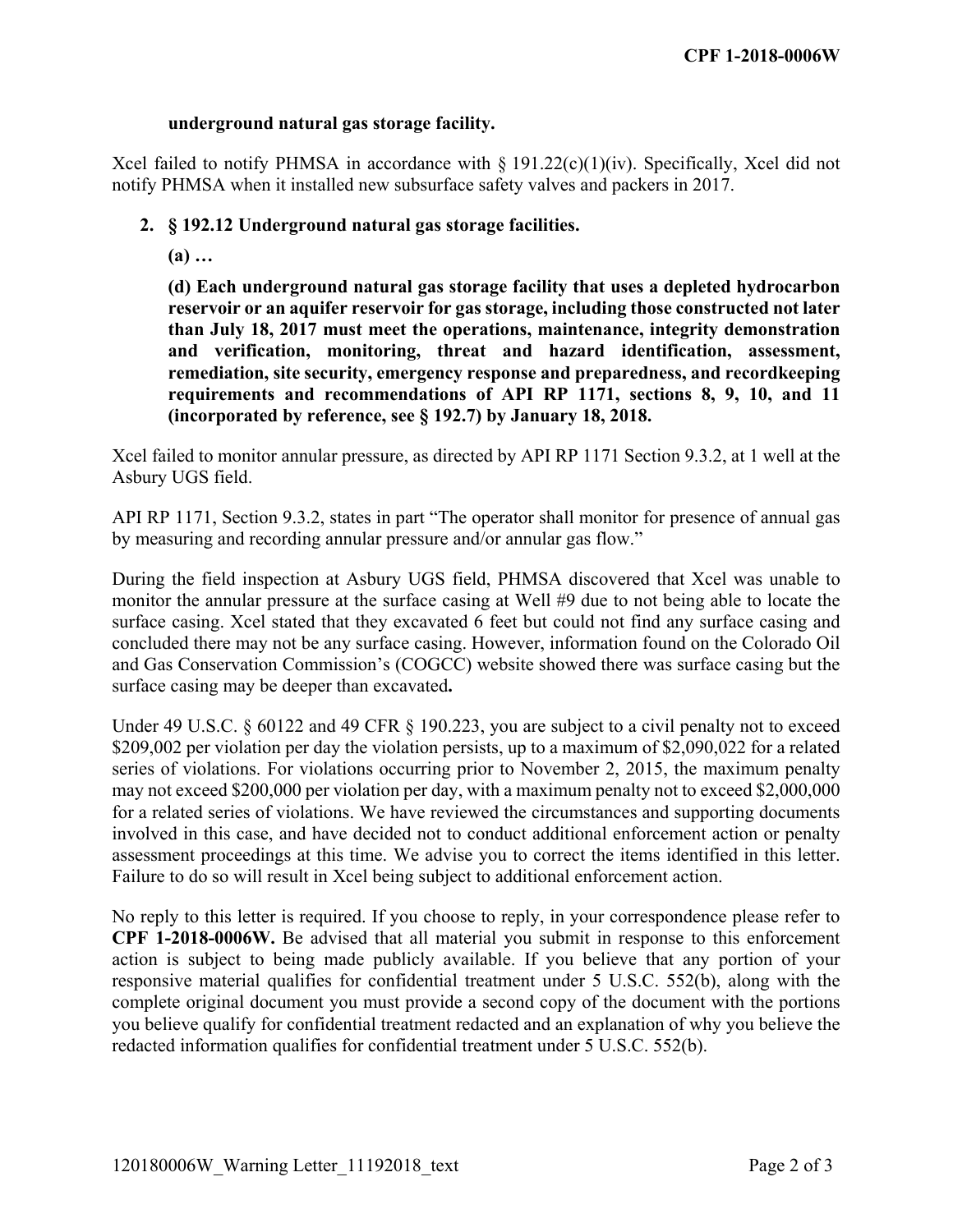**underground natural gas storage facility.**

Xcel failed to notify PHMSA in accordance with § 191.22(c)(1)(iv). Specifically, Xcel did not notify PHMSA when it installed new subsurface safety valves and packers in 2017.

2. **§ 192.12 Underground natural gas storage facilities.**

   **(a) …**

   **(d) Each underground natural gas storage facility that uses a depleted hydrocarbon reservoir or an aquifer reservoir for gas storage, including those constructed not later than July 18, 2017 must meet the operations, maintenance, integrity demonstration and verification, monitoring, threat and hazard identification, assessment, remediation, site security, emergency response and preparedness, and recordkeeping requirements and recommendations of API RP 1171, sections 8, 9, 10, and 11 (incorporated by reference, see § 192.7) by January 18, 2018.**

Xcel failed to monitor annular pressure, as directed by API RP 1171 Section 9.3.2, at 1 well at the Asbury UGS field.

API RP 1171, Section 9.3.2, states in part "The operator shall monitor for presence of annual gas by measuring and recording annular pressure and/or annular gas flow."

During the field inspection at Asbury UGS field, PHMSA discovered that Xcel was unable to monitor the annular pressure at the surface casing at Well #9 due to not being able to locate the surface casing. Xcel stated that they excavated 6 feet but could not find any surface casing and concluded there may not be any surface casing. However, information found on the Colorado Oil and Gas Conservation Commission's (COGCC) website showed there was surface casing but the surface casing may be deeper than excavated**.**

Under 49 U.S.C. § 60122 and 49 CFR § 190.223, you are subject to a civil penalty not to exceed $209,002 per violation per day the violation persists, up to a maximum of $2,090,022 for a related series of violations. For violations occurring prior to November 2, 2015, the maximum penalty may not exceed $200,000 per violation per day, with a maximum penalty not to exceed $2,000,000 for a related series of violations. We have reviewed the circumstances and supporting documents involved in this case, and have decided not to conduct additional enforcement action or penalty assessment proceedings at this time. We advise you to correct the items identified in this letter. Failure to do so will result in Xcel being subject to additional enforcement action.

No reply to this letter is required. If you choose to reply, in your correspondence please refer to **CPF 1-2018-0006W.** Be advised that all material you submit in response to this enforcement action is subject to being made publicly available. If you believe that any portion of your responsive material qualifies for confidential treatment under 5 U.S.C. 552(b), along with the complete original document you must provide a second copy of the document with the portions you believe qualify for confidential treatment redacted and an explanation of why you believe the redacted information qualifies for confidential treatment under 5 U.S.C. 552(b).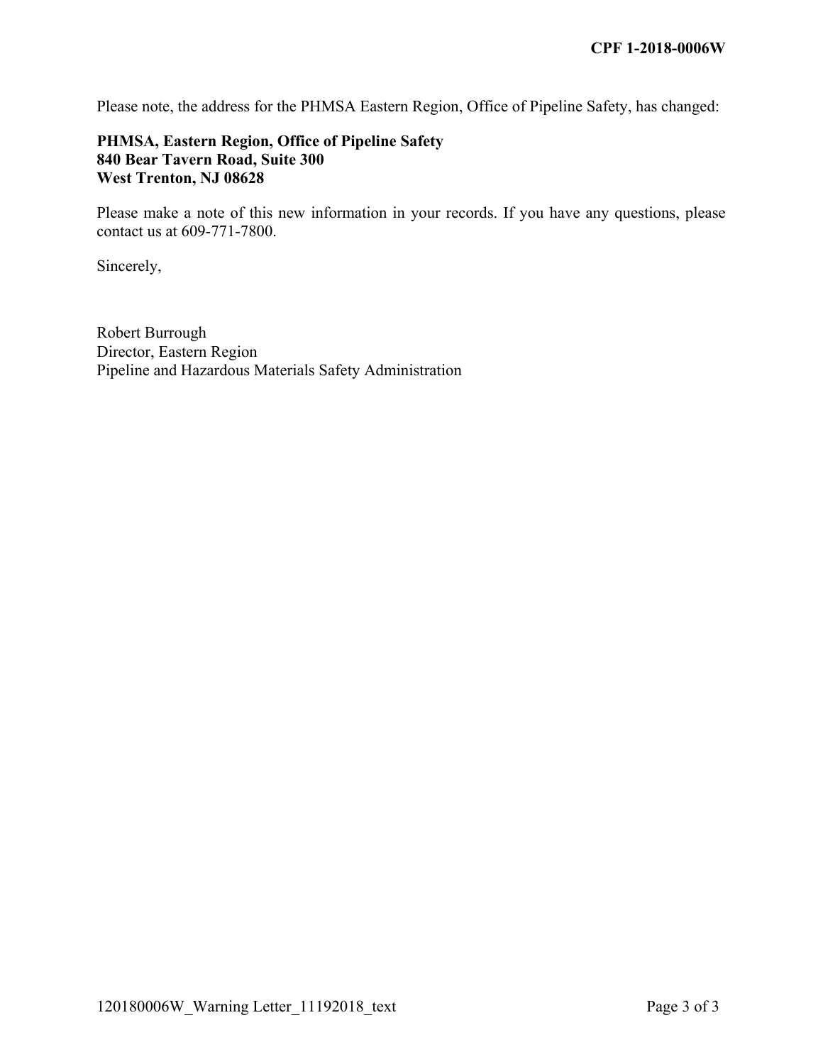Please note, the address for the PHMSA Eastern Region, Office of Pipeline Safety, has changed:

**PHMSA, Eastern Region, Office of Pipeline Safety**
**840 Bear Tavern Road, Suite 300**
**West Trenton, NJ 08628**

Please make a note of this new information in your records. If you have any questions, please contact us at 609-771-7800.

Sincerely,

Robert Burrough
Director, Eastern Region
Pipeline and Hazardous Materials Safety Administration